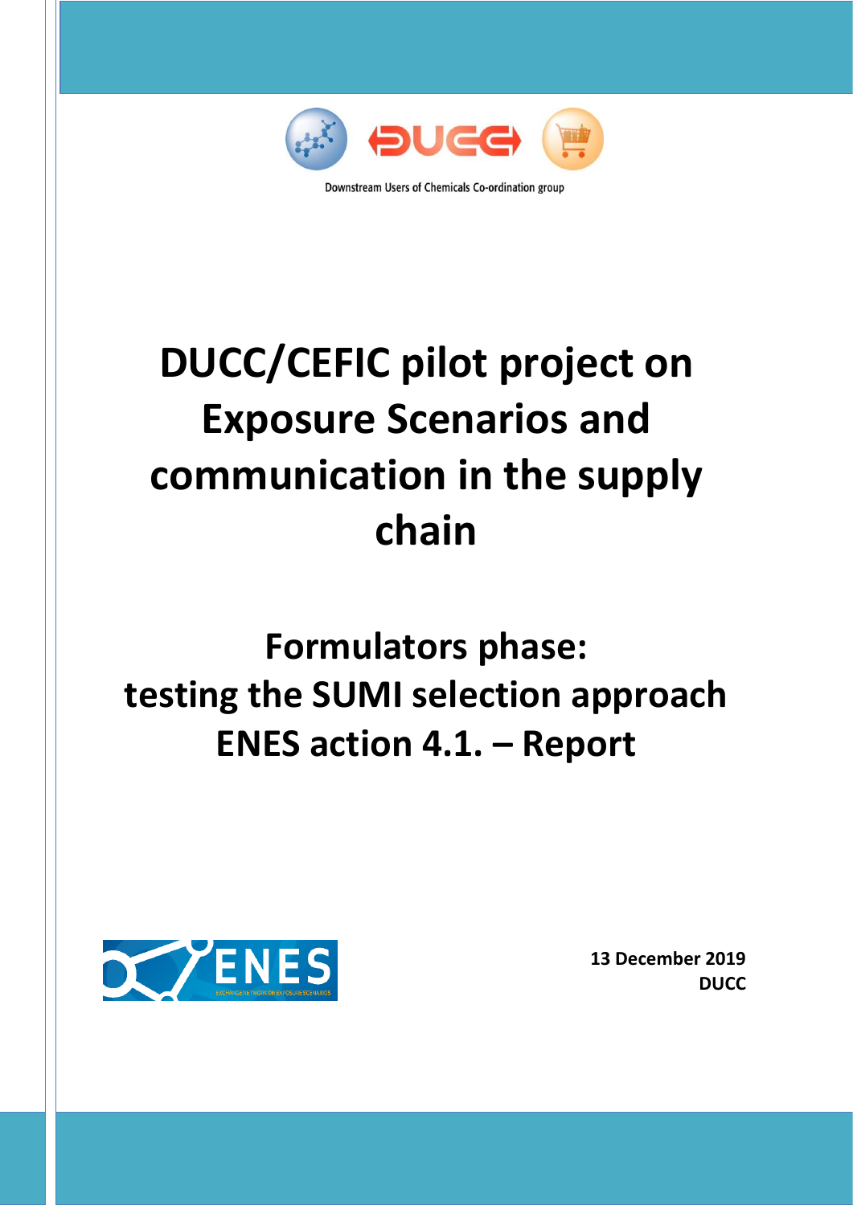Downstream Users of Chemicals Co-ordination group

# DUCC/CEFIC pilot project on Exposure Scenarios and communication in the supply chain

## Formulators phase: testing the SUMI selection approach ENES action 4.1. – Report

**13 December 2019**
**DUCC**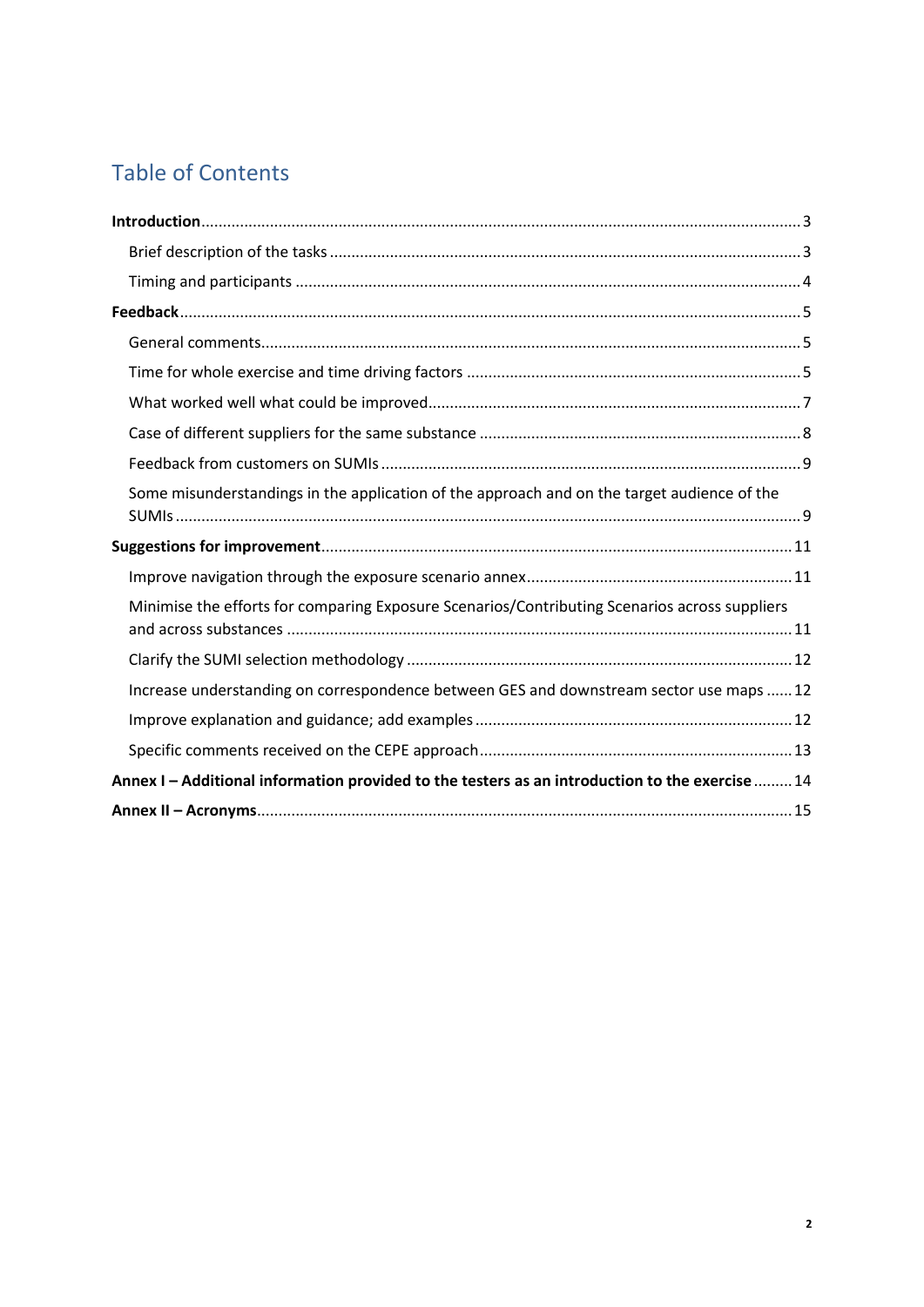# Table of Contents

**Introduction** ... 3

- Brief description of the tasks ... 3
- Timing and participants ... 4

**Feedback** ... 5

- General comments ... 5
- Time for whole exercise and time driving factors ... 5
- What worked well what could be improved ... 7
- Case of different suppliers for the same substance ... 8
- Feedback from customers on SUMIs ... 9
- Some misunderstandings in the application of the approach and on the target audience of the SUMIs ... 9

**Suggestions for improvement** ... 11

- Improve navigation through the exposure scenario annex ... 11
- Minimise the efforts for comparing Exposure Scenarios/Contributing Scenarios across suppliers and across substances ... 11
- Clarify the SUMI selection methodology ... 12
- Increase understanding on correspondence between GES and downstream sector use maps ... 12
- Improve explanation and guidance; add examples ... 12
- Specific comments received on the CEPE approach ... 13

**Annex I – Additional information provided to the testers as an introduction to the exercise** ... 14

**Annex II – Acronyms** ... 15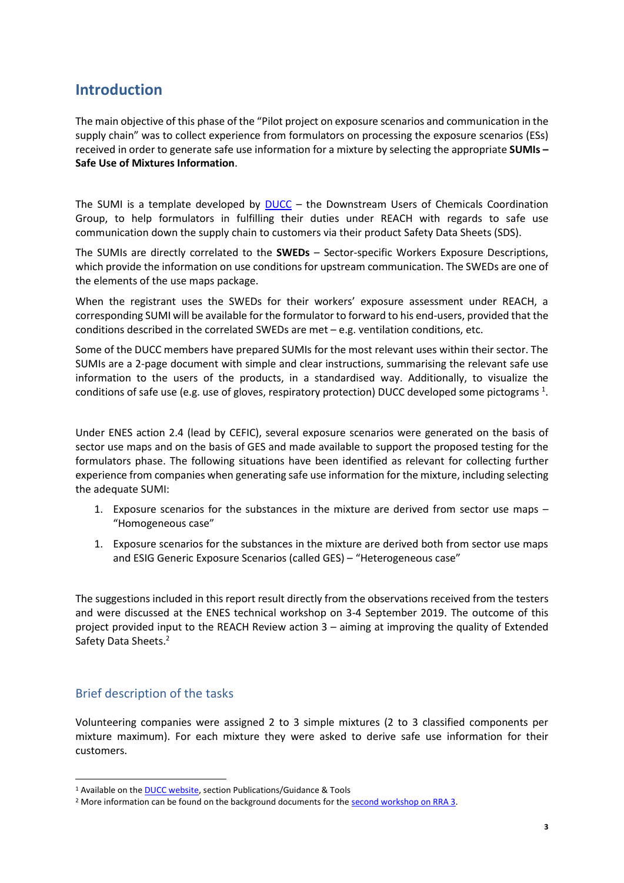# Introduction

The main objective of this phase of the "Pilot project on exposure scenarios and communication in the supply chain" was to collect experience from formulators on processing the exposure scenarios (ESs) received in order to generate safe use information for a mixture by selecting the appropriate **SUMIs – Safe Use of Mixtures Information**.

The SUMI is a template developed by DUCC – the Downstream Users of Chemicals Coordination Group, to help formulators in fulfilling their duties under REACH with regards to safe use communication down the supply chain to customers via their product Safety Data Sheets (SDS).

The SUMIs are directly correlated to the **SWEDs** – Sector-specific Workers Exposure Descriptions, which provide the information on use conditions for upstream communication. The SWEDs are one of the elements of the use maps package.

When the registrant uses the SWEDs for their workers' exposure assessment under REACH, a corresponding SUMI will be available for the formulator to forward to his end-users, provided that the conditions described in the correlated SWEDs are met – e.g. ventilation conditions, etc.

Some of the DUCC members have prepared SUMIs for the most relevant uses within their sector. The SUMIs are a 2-page document with simple and clear instructions, summarising the relevant safe use information to the users of the products, in a standardised way. Additionally, to visualize the conditions of safe use (e.g. use of gloves, respiratory protection) DUCC developed some pictograms [1].

Under ENES action 2.4 (lead by CEFIC), several exposure scenarios were generated on the basis of sector use maps and on the basis of GES and made available to support the proposed testing for the formulators phase. The following situations have been identified as relevant for collecting further experience from companies when generating safe use information for the mixture, including selecting the adequate SUMI:

1. Exposure scenarios for the substances in the mixture are derived from sector use maps – "Homogeneous case"
1. Exposure scenarios for the substances in the mixture are derived both from sector use maps and ESIG Generic Exposure Scenarios (called GES) – "Heterogeneous case"

The suggestions included in this report result directly from the observations received from the testers and were discussed at the ENES technical workshop on 3-4 September 2019. The outcome of this project provided input to the REACH Review action 3 – aiming at improving the quality of Extended Safety Data Sheets.[2]

## Brief description of the tasks

Volunteering companies were assigned 2 to 3 simple mixtures (2 to 3 classified components per mixture maximum). For each mixture they were asked to derive safe use information for their customers.

---

[1] Available on the DUCC website, section Publications/Guidance & Tools

[2] More information can be found on the background documents for the second workshop on RRA 3.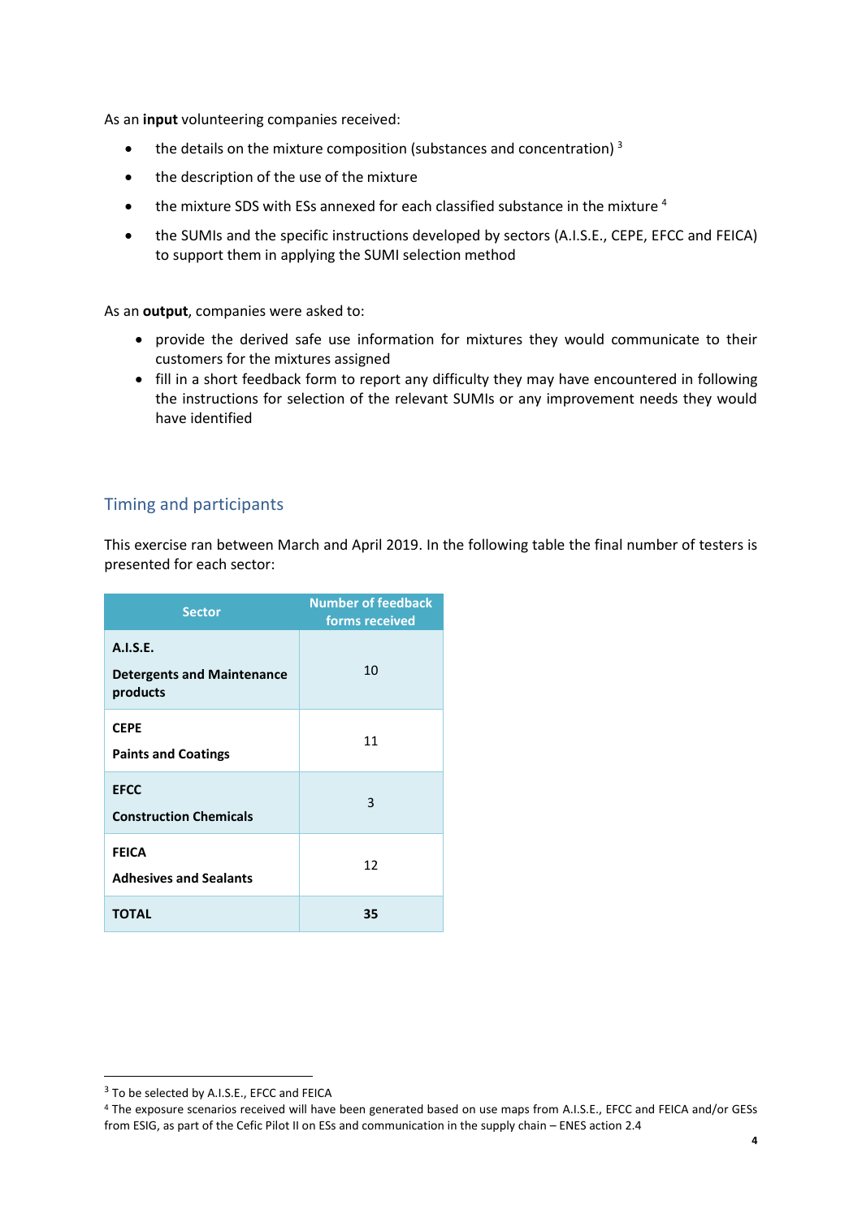As an **input** volunteering companies received:

- the details on the mixture composition (substances and concentration) [3]
- the description of the use of the mixture
- the mixture SDS with ESs annexed for each classified substance in the mixture [4]
- the SUMIs and the specific instructions developed by sectors (A.I.S.E., CEPE, EFCC and FEICA) to support them in applying the SUMI selection method

As an **output**, companies were asked to:

- provide the derived safe use information for mixtures they would communicate to their customers for the mixtures assigned
- fill in a short feedback form to report any difficulty they may have encountered in following the instructions for selection of the relevant SUMIs or any improvement needs they would have identified

## Timing and participants

This exercise ran between March and April 2019. In the following table the final number of testers is presented for each sector:

| Sector | Number of feedback forms received |
| --- | --- |
| **A.I.S.E.** **Detergents and Maintenance products** | 10 |
| **CEPE** **Paints and Coatings** | 11 |
| **EFCC** **Construction Chemicals** | 3 |
| **FEICA** **Adhesives and Sealants** | 12 |
| **TOTAL** | **35** |

[3] To be selected by A.I.S.E., EFCC and FEICA

[4] The exposure scenarios received will have been generated based on use maps from A.I.S.E., EFCC and FEICA and/or GESs from ESIG, as part of the Cefic Pilot II on ESs and communication in the supply chain – ENES action 2.4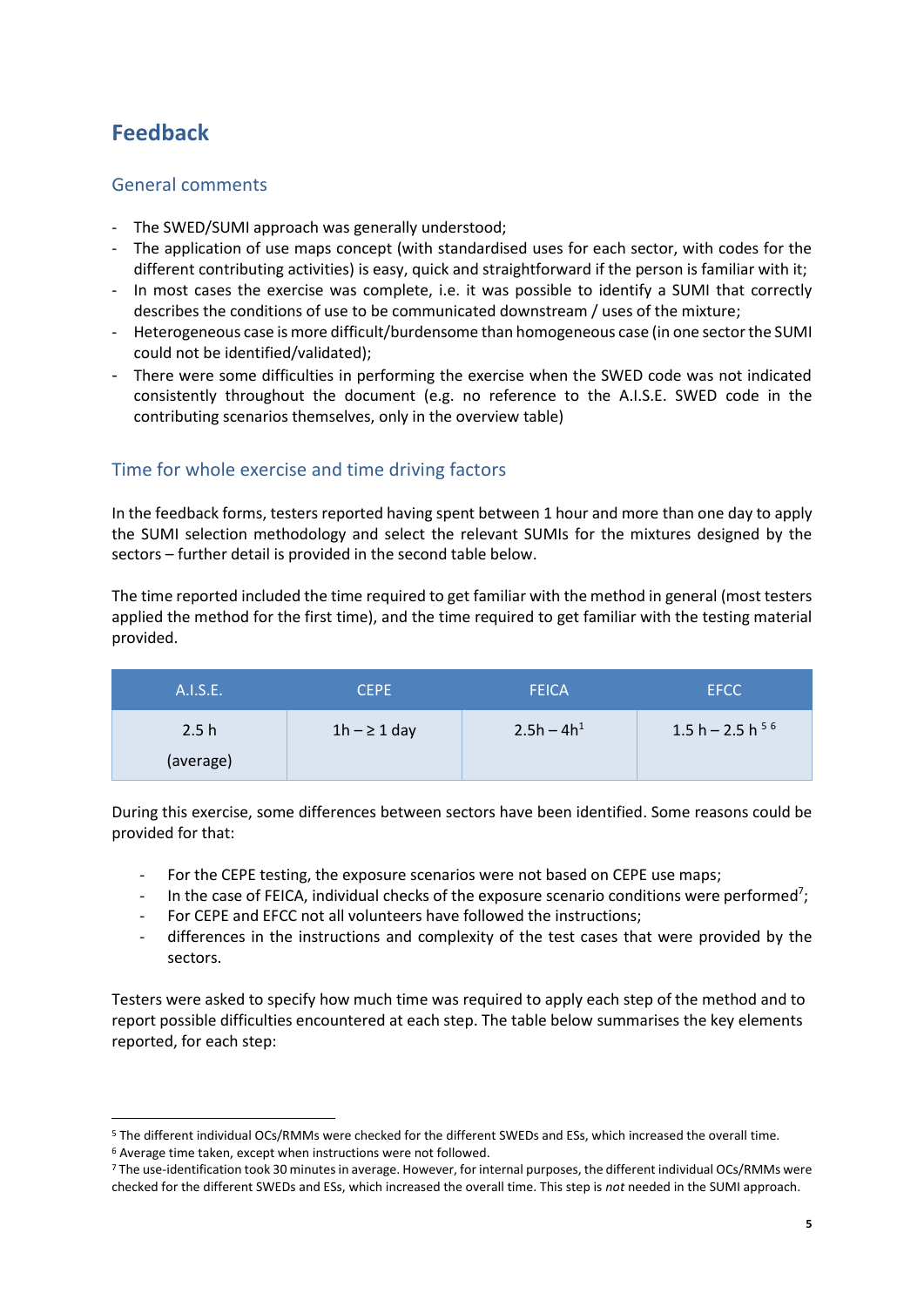## Feedback

### General comments

- The SWED/SUMI approach was generally understood;
- The application of use maps concept (with standardised uses for each sector, with codes for the different contributing activities) is easy, quick and straightforward if the person is familiar with it;
- In most cases the exercise was complete, i.e. it was possible to identify a SUMI that correctly describes the conditions of use to be communicated downstream / uses of the mixture;
- Heterogeneous case is more difficult/burdensome than homogeneous case (in one sector the SUMI could not be identified/validated);
- There were some difficulties in performing the exercise when the SWED code was not indicated consistently throughout the document (e.g. no reference to the A.I.S.E. SWED code in the contributing scenarios themselves, only in the overview table)

### Time for whole exercise and time driving factors

In the feedback forms, testers reported having spent between 1 hour and more than one day to apply the SUMI selection methodology and select the relevant SUMIs for the mixtures designed by the sectors – further detail is provided in the second table below.

The time reported included the time required to get familiar with the method in general (most testers applied the method for the first time), and the time required to get familiar with the testing material provided.

| A.I.S.E. | CEPE | FEICA | EFCC |
| --- | --- | --- | --- |
| 2.5 h (average) | 1h – ≥ 1 day | 2.5h – 4h[1] | 1.5 h – 2.5 h [5] [6] |

During this exercise, some differences between sectors have been identified. Some reasons could be provided for that:

- For the CEPE testing, the exposure scenarios were not based on CEPE use maps;
- In the case of FEICA, individual checks of the exposure scenario conditions were performed[7];
- For CEPE and EFCC not all volunteers have followed the instructions;
- differences in the instructions and complexity of the test cases that were provided by the sectors.

Testers were asked to specify how much time was required to apply each step of the method and to report possible difficulties encountered at each step. The table below summarises the key elements reported, for each step:

---

[5] The different individual OCs/RMMs were checked for the different SWEDs and ESs, which increased the overall time.

[6] Average time taken, except when instructions were not followed.

[7] The use-identification took 30 minutes in average. However, for internal purposes, the different individual OCs/RMMs were checked for the different SWEDs and ESs, which increased the overall time. This step is *not* needed in the SUMI approach.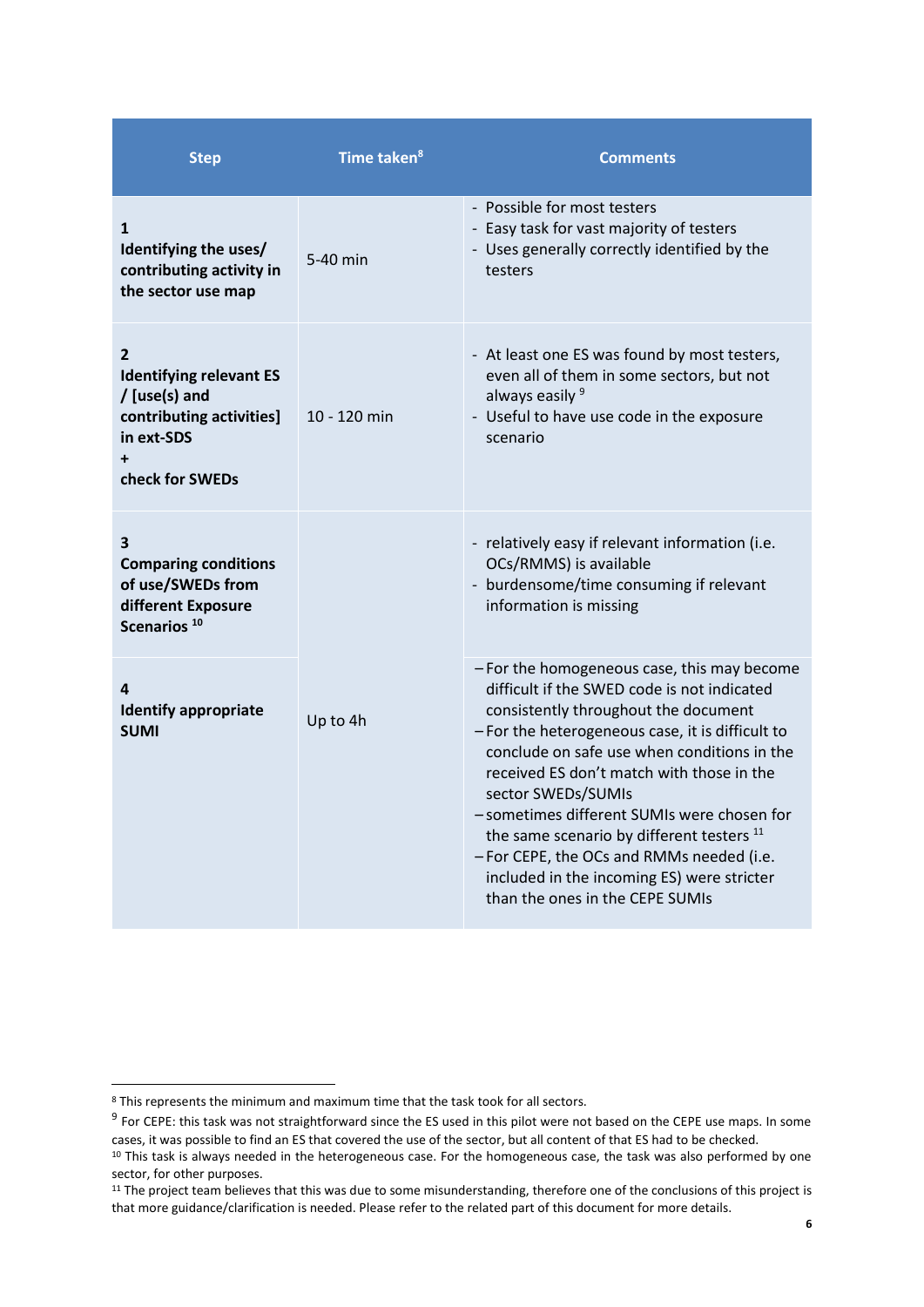| Step | Time taken[8] | Comments |
|---|---|---|
| **1**<br>**Identifying the uses/ contributing activity in the sector use map** | 5-40 min | - Possible for most testers<br>- Easy task for vast majority of testers<br>- Uses generally correctly identified by the testers |
| **2**<br>**Identifying relevant ES / [use(s) and contributing activities] in ext-SDS**<br>**+**<br>**check for SWEDs** | 10 - 120 min | - At least one ES was found by most testers, even all of them in some sectors, but not always easily [9]<br>- Useful to have use code in the exposure scenario |
| **3**<br>**Comparing conditions of use/SWEDs from different Exposure Scenarios** [10] | Up to 4h | - relatively easy if relevant information (i.e. OCs/RMMS) is available<br>- burdensome/time consuming if relevant information is missing |
| **4**<br>**Identify appropriate SUMI** | | – For the homogeneous case, this may become difficult if the SWED code is not indicated consistently throughout the document<br>– For the heterogeneous case, it is difficult to conclude on safe use when conditions in the received ES don't match with those in the sector SWEDs/SUMIs<br>– sometimes different SUMIs were chosen for the same scenario by different testers [11]<br>– For CEPE, the OCs and RMMs needed (i.e. included in the incoming ES) were stricter than the ones in the CEPE SUMIs |

[8] This represents the minimum and maximum time that the task took for all sectors.

[9] For CEPE: this task was not straightforward since the ES used in this pilot were not based on the CEPE use maps. In some cases, it was possible to find an ES that covered the use of the sector, but all content of that ES had to be checked.

[10] This task is always needed in the heterogeneous case. For the homogeneous case, the task was also performed by one sector, for other purposes.

[11] The project team believes that this was due to some misunderstanding, therefore one of the conclusions of this project is that more guidance/clarification is needed. Please refer to the related part of this document for more details.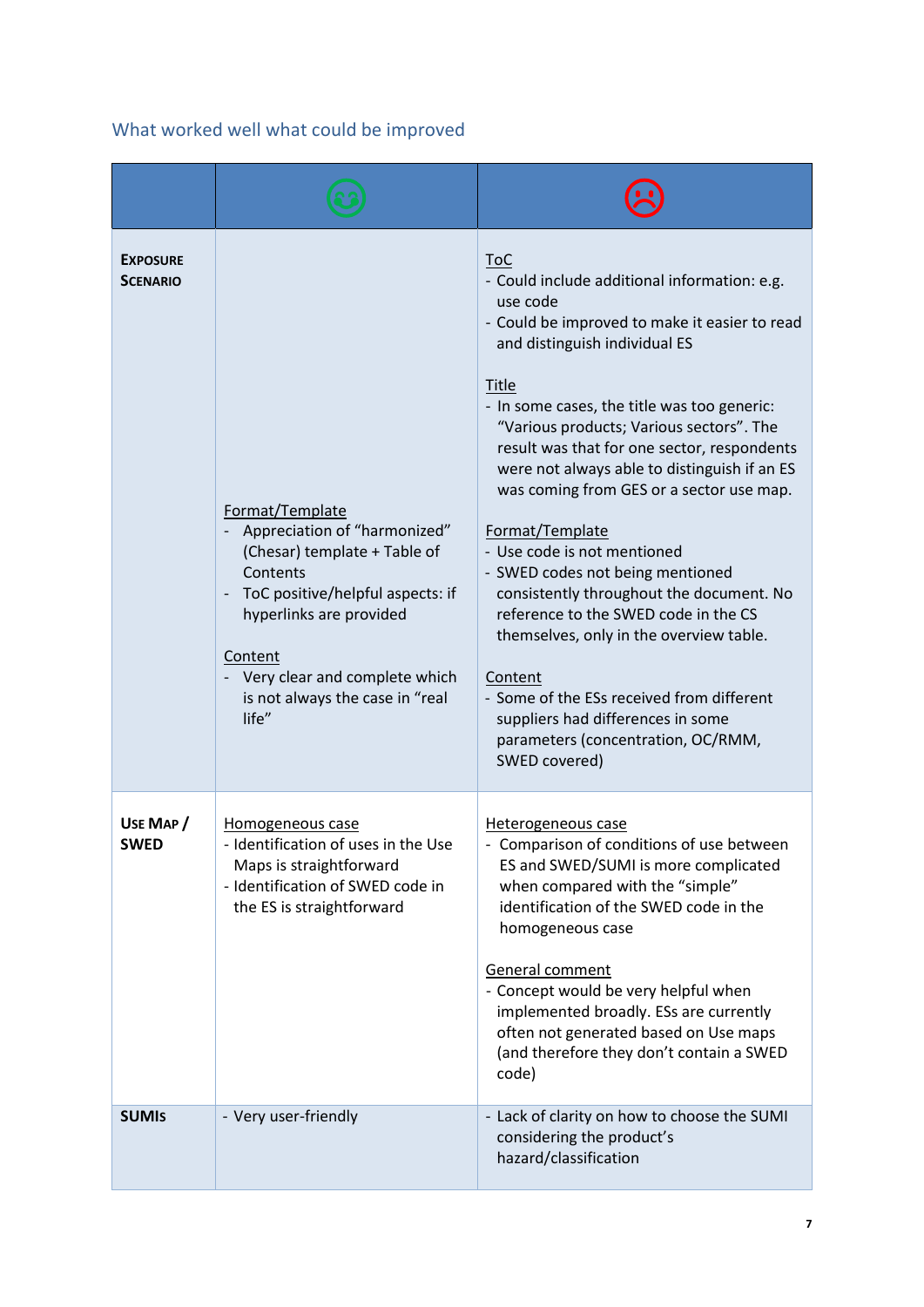## What worked well what could be improved

| | 😊 | ☹ |
|---|---|---|
| **EXPOSURE SCENARIO** | <u>Format/Template</u><br>- Appreciation of "harmonized" (Chesar) template + Table of Contents<br>- ToC positive/helpful aspects: if hyperlinks are provided<br><br><u>Content</u><br>- Very clear and complete which is not always the case in "real life" | <u>ToC</u><br>- Could include additional information: e.g. use code<br>- Could be improved to make it easier to read and distinguish individual ES<br><br><u>Title</u><br>- In some cases, the title was too generic: "Various products; Various sectors". The result was that for one sector, respondents were not always able to distinguish if an ES was coming from GES or a sector use map.<br><br><u>Format/Template</u><br>- Use code is not mentioned<br>- SWED codes not being mentioned consistently throughout the document. No reference to the SWED code in the CS themselves, only in the overview table.<br><br><u>Content</u><br>- Some of the ESs received from different suppliers had differences in some parameters (concentration, OC/RMM, SWED covered) |
| **USE MAP / SWED** | <u>Homogeneous case</u><br>- Identification of uses in the Use Maps is straightforward<br>- Identification of SWED code in the ES is straightforward | <u>Heterogeneous case</u><br>- Comparison of conditions of use between ES and SWED/SUMI is more complicated when compared with the "simple" identification of the SWED code in the homogeneous case<br><br><u>General comment</u><br>- Concept would be very helpful when implemented broadly. ESs are currently often not generated based on Use maps (and therefore they don't contain a SWED code) |
| **SUMIs** | - Very user-friendly | - Lack of clarity on how to choose the SUMI considering the product's hazard/classification |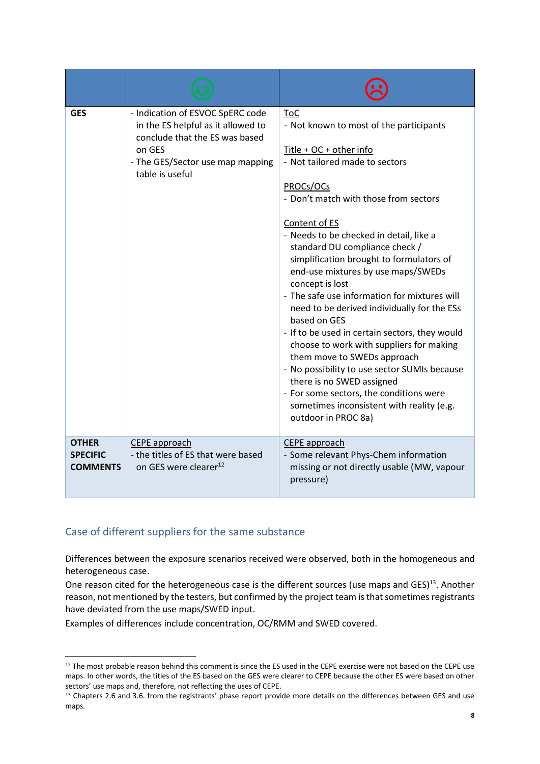| | 😊 | ☹ |
|---|---|---|
| **GES** | - Indication of ESVOC SpERC code in the ES helpful as it allowed to conclude that the ES was based on GES<br>- The GES/Sector use map mapping table is useful | ToC<br>- Not known to most of the participants<br><br>Title + OC + other info<br>- Not tailored made to sectors<br><br>PROCs/OCs<br>- Don't match with those from sectors<br><br>Content of ES<br>- Needs to be checked in detail, like a standard DU compliance check / simplification brought to formulators of end-use mixtures by use maps/SWEDs concept is lost<br>- The safe use information for mixtures will need to be derived individually for the ESs based on GES<br>- If to be used in certain sectors, they would choose to work with suppliers for making them move to SWEDs approach<br>- No possibility to use sector SUMIs because there is no SWED assigned<br>- For some sectors, the conditions were sometimes inconsistent with reality (e.g. outdoor in PROC 8a) |
| **OTHER SPECIFIC COMMENTS** | CEPE approach<br>- the titles of ES that were based on GES were clearer[12] | CEPE approach<br>- Some relevant Phys-Chem information missing or not directly usable (MW, vapour pressure) |

## Case of different suppliers for the same substance

Differences between the exposure scenarios received were observed, both in the homogeneous and heterogeneous case.

One reason cited for the heterogeneous case is the different sources (use maps and GES)[13]. Another reason, not mentioned by the testers, but confirmed by the project team is that sometimes registrants have deviated from the use maps/SWED input.

Examples of differences include concentration, OC/RMM and SWED covered.

[12] The most probable reason behind this comment is since the ES used in the CEPE exercise were not based on the CEPE use maps. In other words, the titles of the ES based on the GES were clearer to CEPE because the other ES were based on other sectors' use maps and, therefore, not reflecting the uses of CEPE.

[13] Chapters 2.6 and 3.6. from the registrants' phase report provide more details on the differences between GES and use maps.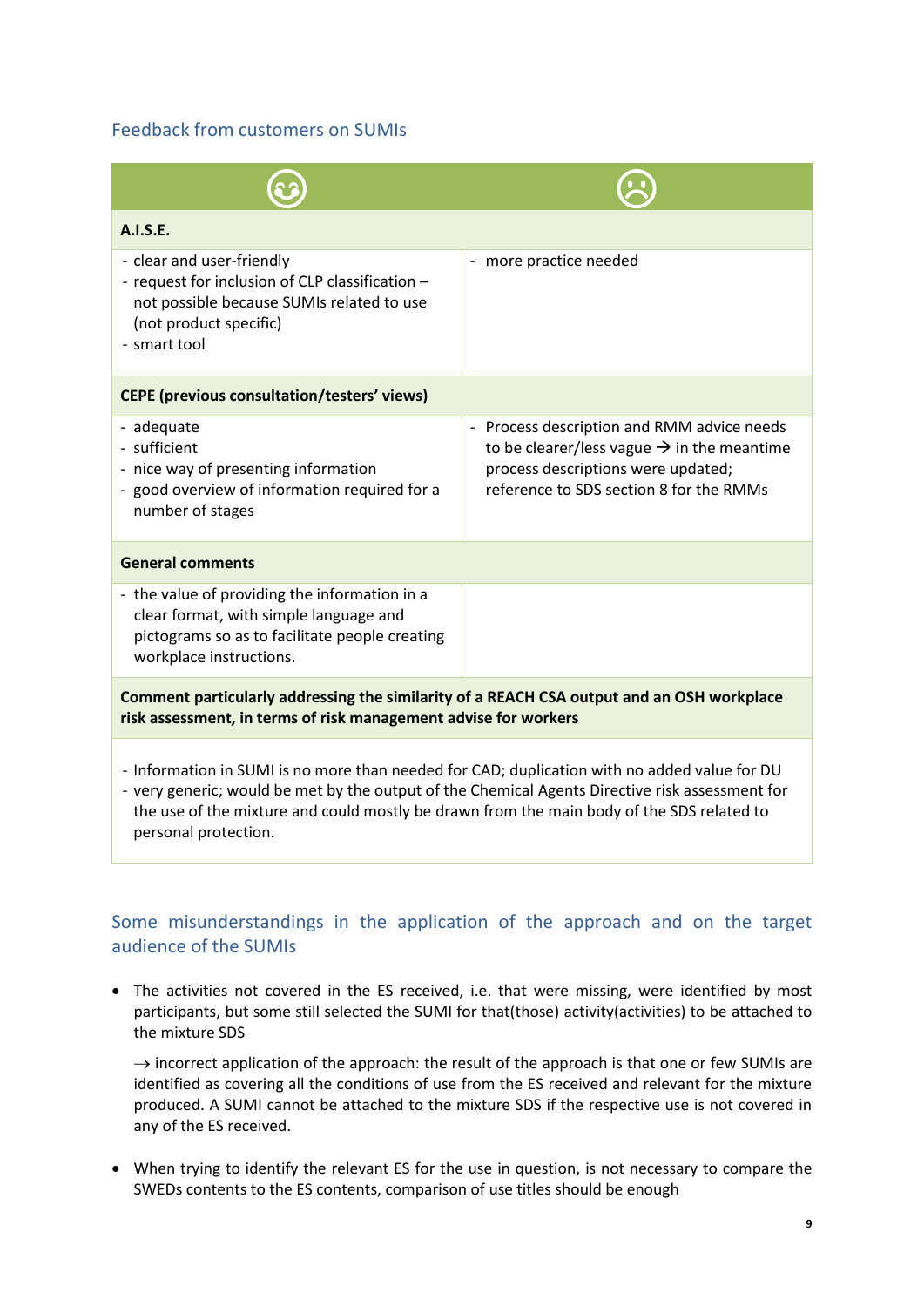## Feedback from customers on SUMIs

| ☺ | ☹ |
|---|---|
| **A.I.S.E.** | |
| - clear and user-friendly<br>- request for inclusion of CLP classification – not possible because SUMIs related to use (not product specific)<br>- smart tool | - more practice needed |
| **CEPE (previous consultation/testers' views)** | |
| - adequate<br>- sufficient<br>- nice way of presenting information<br>- good overview of information required for a number of stages | - Process description and RMM advice needs to be clearer/less vague → in the meantime process descriptions were updated; reference to SDS section 8 for the RMMs |
| **General comments** | |
| - the value of providing the information in a clear format, with simple language and pictograms so as to facilitate people creating workplace instructions. | |
| **Comment particularly addressing the similarity of a REACH CSA output and an OSH workplace risk assessment, in terms of risk management advise for workers** | |
| - Information in SUMI is no more than needed for CAD; duplication with no added value for DU<br>- very generic; would be met by the output of the Chemical Agents Directive risk assessment for the use of the mixture and could mostly be drawn from the main body of the SDS related to personal protection. | |

## Some misunderstandings in the application of the approach and on the target audience of the SUMIs

- The activities not covered in the ES received, i.e. that were missing, were identified by most participants, but some still selected the SUMI for that(those) activity(activities) to be attached to the mixture SDS

  → incorrect application of the approach: the result of the approach is that one or few SUMIs are identified as covering all the conditions of use from the ES received and relevant for the mixture produced. A SUMI cannot be attached to the mixture SDS if the respective use is not covered in any of the ES received.

- When trying to identify the relevant ES for the use in question, is not necessary to compare the SWEDs contents to the ES contents, comparison of use titles should be enough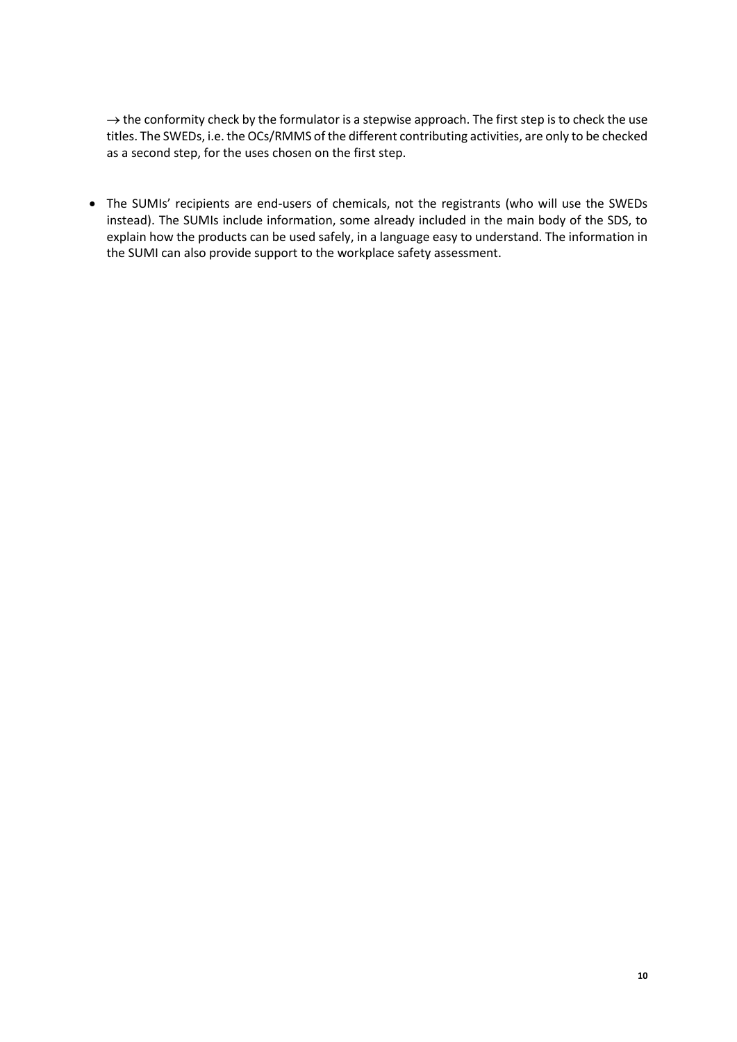→ the conformity check by the formulator is a stepwise approach. The first step is to check the use titles. The SWEDs, i.e. the OCs/RMMS of the different contributing activities, are only to be checked as a second step, for the uses chosen on the first step.

- The SUMIs' recipients are end-users of chemicals, not the registrants (who will use the SWEDs instead). The SUMIs include information, some already included in the main body of the SDS, to explain how the products can be used safely, in a language easy to understand. The information in the SUMI can also provide support to the workplace safety assessment.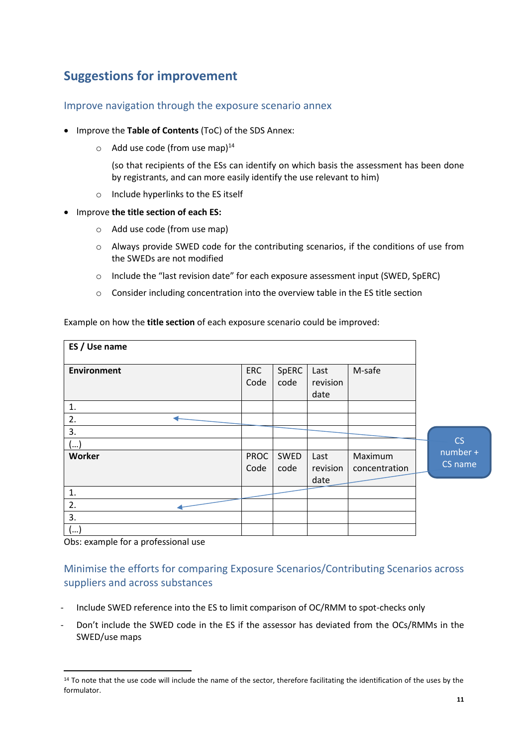## Suggestions for improvement

### Improve navigation through the exposure scenario annex

- Improve the **Table of Contents** (ToC) of the SDS Annex:
    - Add use code (from use map)[14]

      (so that recipients of the ESs can identify on which basis the assessment has been done by registrants, and can more easily identify the use relevant to him)
    - Include hyperlinks to the ES itself
- Improve **the title section of each ES:**
    - Add use code (from use map)
    - Always provide SWED code for the contributing scenarios, if the conditions of use from the SWEDs are not modified
    - Include the "last revision date" for each exposure assessment input (SWED, SpERC)
    - Consider including concentration into the overview table in the ES title section

Example on how the **title section** of each exposure scenario could be improved:

| **ES / Use name** | | | | |
|---|---|---|---|---|
| **Environment** | ERC Code | SpERC code | Last revision date | M-safe |
| 1. | | | | |
| 2. | | | | |
| 3. | | | | |
| (…) | | | | |
| **Worker** | PROC Code | SWED code | Last revision date | Maximum concentration |
| 1. | | | | |
| 2. | | | | |
| 3. | | | | |
| (…) | | | | |

CS number + CS name

Obs: example for a professional use

### Minimise the efforts for comparing Exposure Scenarios/Contributing Scenarios across suppliers and across substances

- Include SWED reference into the ES to limit comparison of OC/RMM to spot-checks only
- Don't include the SWED code in the ES if the assessor has deviated from the OCs/RMMs in the SWED/use maps

[14] To note that the use code will include the name of the sector, therefore facilitating the identification of the uses by the formulator.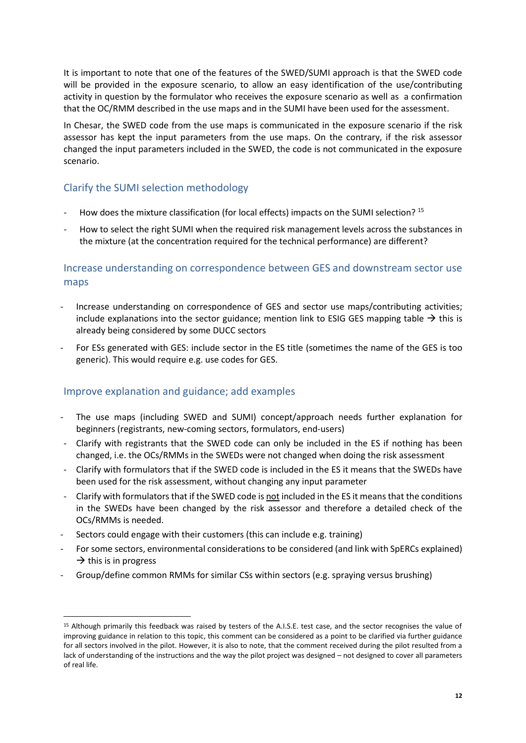It is important to note that one of the features of the SWED/SUMI approach is that the SWED code will be provided in the exposure scenario, to allow an easy identification of the use/contributing activity in question by the formulator who receives the exposure scenario as well as a confirmation that the OC/RMM described in the use maps and in the SUMI have been used for the assessment.

In Chesar, the SWED code from the use maps is communicated in the exposure scenario if the risk assessor has kept the input parameters from the use maps. On the contrary, if the risk assessor changed the input parameters included in the SWED, the code is not communicated in the exposure scenario.

## Clarify the SUMI selection methodology

- How does the mixture classification (for local effects) impacts on the SUMI selection? [15]
- How to select the right SUMI when the required risk management levels across the substances in the mixture (at the concentration required for the technical performance) are different?

## Increase understanding on correspondence between GES and downstream sector use maps

- Increase understanding on correspondence of GES and sector use maps/contributing activities; include explanations into the sector guidance; mention link to ESIG GES mapping table → this is already being considered by some DUCC sectors
- For ESs generated with GES: include sector in the ES title (sometimes the name of the GES is too generic). This would require e.g. use codes for GES.

## Improve explanation and guidance; add examples

- The use maps (including SWED and SUMI) concept/approach needs further explanation for beginners (registrants, new-coming sectors, formulators, end-users)
- Clarify with registrants that the SWED code can only be included in the ES if nothing has been changed, i.e. the OCs/RMMs in the SWEDs were not changed when doing the risk assessment
- Clarify with formulators that if the SWED code is included in the ES it means that the SWEDs have been used for the risk assessment, without changing any input parameter
- Clarify with formulators that if the SWED code is <u>not</u> included in the ES it means that the conditions in the SWEDs have been changed by the risk assessor and therefore a detailed check of the OCs/RMMs is needed.
- Sectors could engage with their customers (this can include e.g. training)
- For some sectors, environmental considerations to be considered (and link with SpERCs explained) → this is in progress
- Group/define common RMMs for similar CSs within sectors (e.g. spraying versus brushing)

---

[15] Although primarily this feedback was raised by testers of the A.I.S.E. test case, and the sector recognises the value of improving guidance in relation to this topic, this comment can be considered as a point to be clarified via further guidance for all sectors involved in the pilot. However, it is also to note, that the comment received during the pilot resulted from a lack of understanding of the instructions and the way the pilot project was designed – not designed to cover all parameters of real life.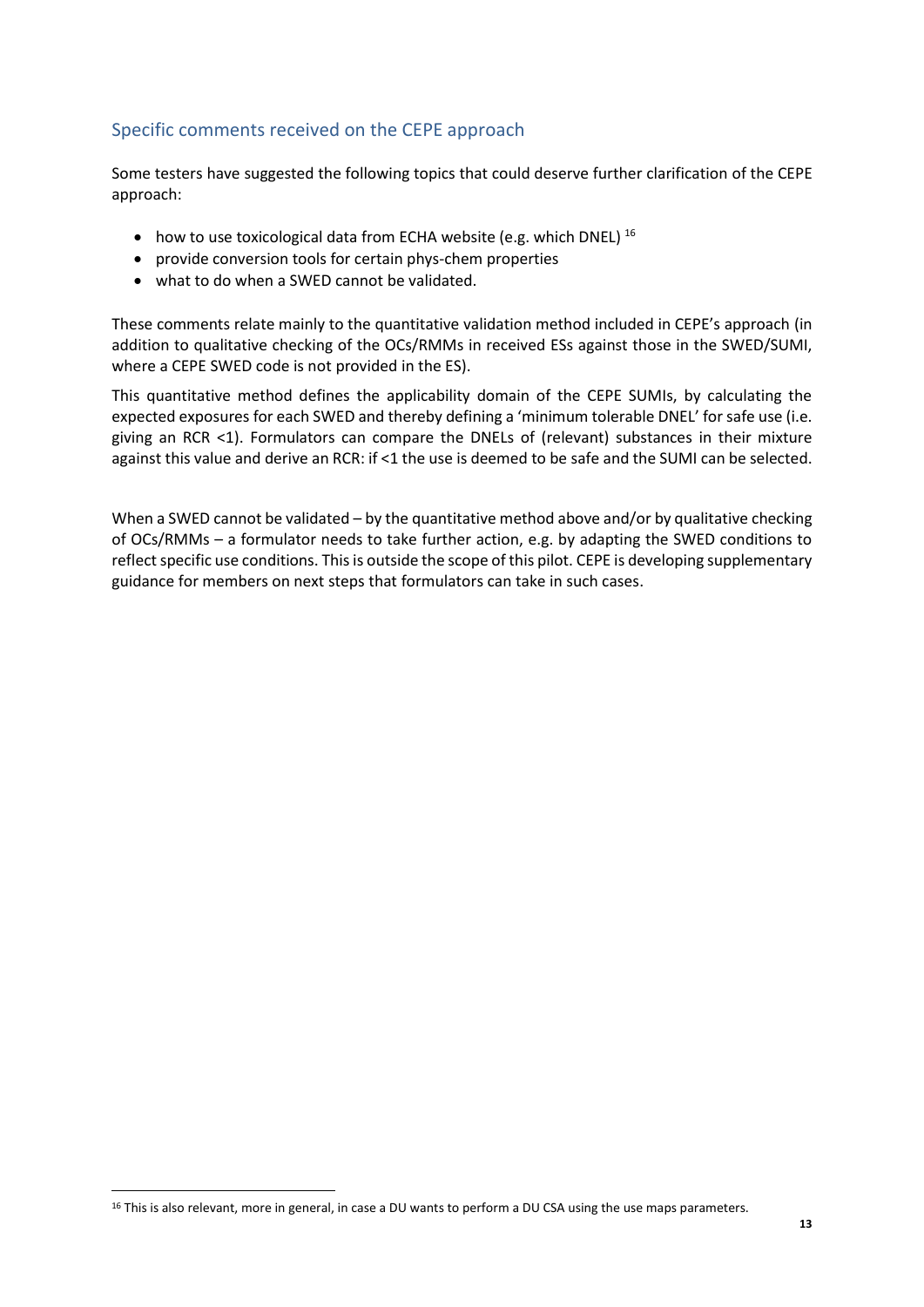## Specific comments received on the CEPE approach

Some testers have suggested the following topics that could deserve further clarification of the CEPE approach:

- how to use toxicological data from ECHA website (e.g. which DNEL) [16]
- provide conversion tools for certain phys-chem properties
- what to do when a SWED cannot be validated.

These comments relate mainly to the quantitative validation method included in CEPE's approach (in addition to qualitative checking of the OCs/RMMs in received ESs against those in the SWED/SUMI, where a CEPE SWED code is not provided in the ES).

This quantitative method defines the applicability domain of the CEPE SUMIs, by calculating the expected exposures for each SWED and thereby defining a 'minimum tolerable DNEL' for safe use (i.e. giving an RCR <1). Formulators can compare the DNELs of (relevant) substances in their mixture against this value and derive an RCR: if <1 the use is deemed to be safe and the SUMI can be selected.

When a SWED cannot be validated – by the quantitative method above and/or by qualitative checking of OCs/RMMs – a formulator needs to take further action, e.g. by adapting the SWED conditions to reflect specific use conditions. This is outside the scope of this pilot. CEPE is developing supplementary guidance for members on next steps that formulators can take in such cases.

[16] This is also relevant, more in general, in case a DU wants to perform a DU CSA using the use maps parameters.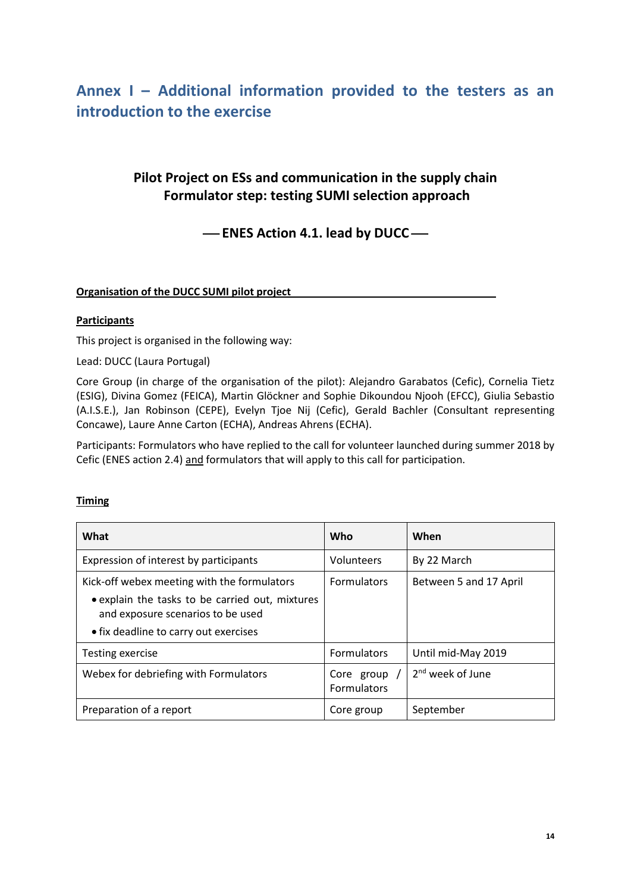# Annex I – Additional information provided to the testers as an introduction to the exercise

## Pilot Project on ESs and communication in the supply chain
## Formulator step: testing SUMI selection approach

### —— ENES Action 4.1. lead by DUCC ——

**Organisation of the DUCC SUMI pilot project**

**Participants**

This project is organised in the following way:

Lead: DUCC (Laura Portugal)

Core Group (in charge of the organisation of the pilot): Alejandro Garabatos (Cefic), Cornelia Tietz (ESIG), Divina Gomez (FEICA), Martin Glöckner and Sophie Dikoundou Njooh (EFCC), Giulia Sebastio (A.I.S.E.), Jan Robinson (CEPE), Evelyn Tjoe Nij (Cefic), Gerald Bachler (Consultant representing Concawe), Laure Anne Carton (ECHA), Andreas Ahrens (ECHA).

Participants: Formulators who have replied to the call for volunteer launched during summer 2018 by Cefic (ENES action 2.4) and formulators that will apply to this call for participation.

**Timing**

| What | Who | When |
|---|---|---|
| Expression of interest by participants | Volunteers | By 22 March |
| Kick-off webex meeting with the formulators<br>• explain the tasks to be carried out, mixtures and exposure scenarios to be used<br>• fix deadline to carry out exercises | Formulators | Between 5 and 17 April |
| Testing exercise | Formulators | Until mid-May 2019 |
| Webex for debriefing with Formulators | Core group / Formulators | 2nd week of June |
| Preparation of a report | Core group | September |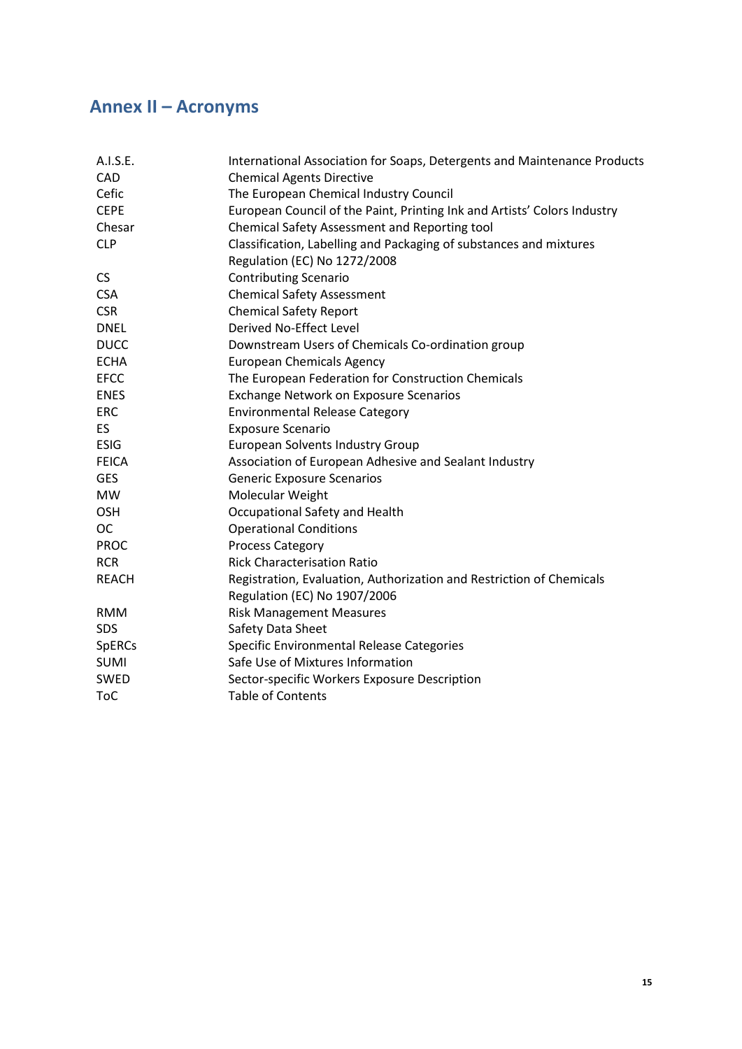## Annex II – Acronyms

| | |
|---|---|
| A.I.S.E. | International Association for Soaps, Detergents and Maintenance Products |
| CAD | Chemical Agents Directive |
| Cefic | The European Chemical Industry Council |
| CEPE | European Council of the Paint, Printing Ink and Artists' Colors Industry |
| Chesar | Chemical Safety Assessment and Reporting tool |
| CLP | Classification, Labelling and Packaging of substances and mixtures Regulation (EC) No 1272/2008 |
| CS | Contributing Scenario |
| CSA | Chemical Safety Assessment |
| CSR | Chemical Safety Report |
| DNEL | Derived No-Effect Level |
| DUCC | Downstream Users of Chemicals Co-ordination group |
| ECHA | European Chemicals Agency |
| EFCC | The European Federation for Construction Chemicals |
| ENES | Exchange Network on Exposure Scenarios |
| ERC | Environmental Release Category |
| ES | Exposure Scenario |
| ESIG | European Solvents Industry Group |
| FEICA | Association of European Adhesive and Sealant Industry |
| GES | Generic Exposure Scenarios |
| MW | Molecular Weight |
| OSH | Occupational Safety and Health |
| OC | Operational Conditions |
| PROC | Process Category |
| RCR | Rick Characterisation Ratio |
| REACH | Registration, Evaluation, Authorization and Restriction of Chemicals Regulation (EC) No 1907/2006 |
| RMM | Risk Management Measures |
| SDS | Safety Data Sheet |
| SpERCs | Specific Environmental Release Categories |
| SUMI | Safe Use of Mixtures Information |
| SWED | Sector-specific Workers Exposure Description |
| ToC | Table of Contents |